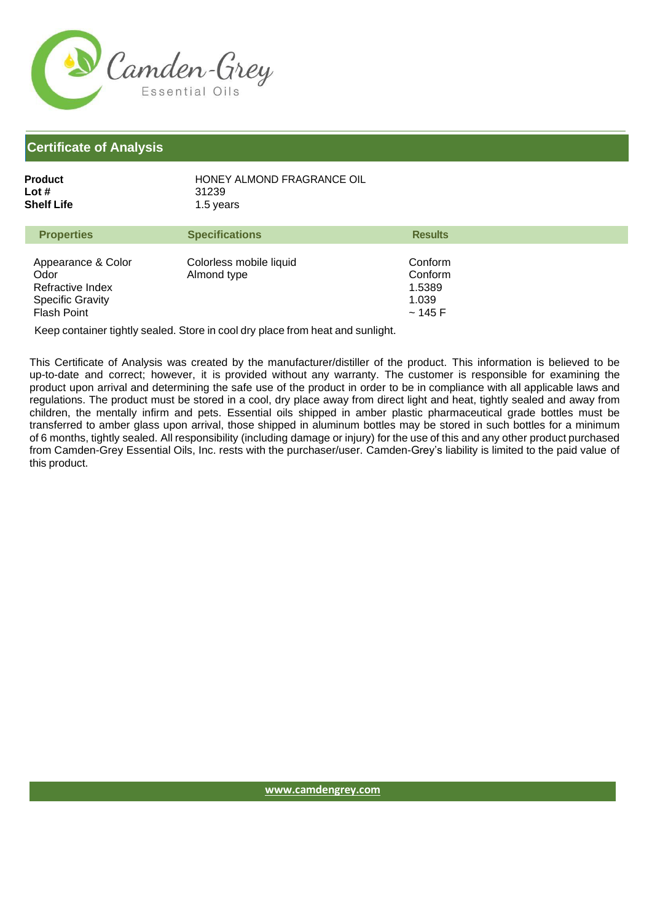Camden-Grey
Essential Oils

## Certificate of Analysis

**Product** HONEY ALMOND FRAGRANCE OIL
**Lot #** 31239
**Shelf Life** 1.5 years

| Properties | Specifications | Results |
|---|---|---|
| Appearance & Color | Colorless mobile liquid | Conform |
| Odor | Almond type | Conform |
| Refractive Index | | 1.5389 |
| Specific Gravity | | 1.039 |
| Flash Point | | ~ 145 F |

Keep container tightly sealed. Store in cool dry place from heat and sunlight.

This Certificate of Analysis was created by the manufacturer/distiller of the product. This information is believed to be up-to-date and correct; however, it is provided without any warranty. The customer is responsible for examining the product upon arrival and determining the safe use of the product in order to be in compliance with all applicable laws and regulations. The product must be stored in a cool, dry place away from direct light and heat, tightly sealed and away from children, the mentally infirm and pets. Essential oils shipped in amber plastic pharmaceutical grade bottles must be transferred to amber glass upon arrival, those shipped in aluminum bottles may be stored in such bottles for a minimum of 6 months, tightly sealed. All responsibility (including damage or injury) for the use of this and any other product purchased from Camden-Grey Essential Oils, Inc. rests with the purchaser/user. Camden-Grey's liability is limited to the paid value of this product.

www.camdengrey.com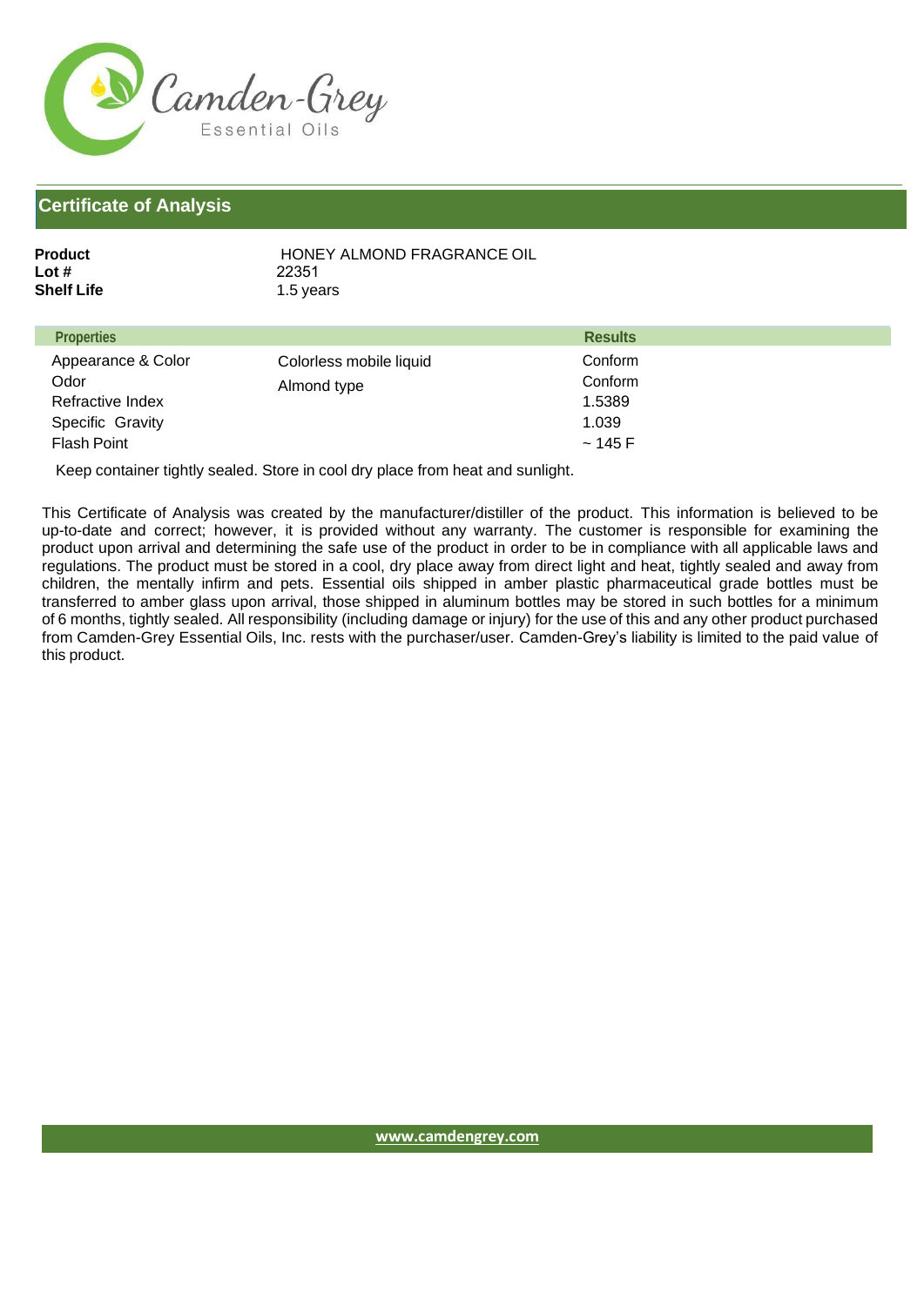Camden-Grey Essential Oils

## Certificate of Analysis

**Product** HONEY ALMOND FRAGRANCE OIL
**Lot #** 22351
**Shelf Life** 1.5 years

| Properties | | Results |
|---|---|---|
| Appearance & Color | Colorless mobile liquid | Conform |
| Odor | Almond type | Conform |
| Refractive Index | | 1.5389 |
| Specific Gravity | | 1.039 |
| Flash Point | | ~ 145 F |

Keep container tightly sealed. Store in cool dry place from heat and sunlight.

This Certificate of Analysis was created by the manufacturer/distiller of the product. This information is believed to be up-to-date and correct; however, it is provided without any warranty. The customer is responsible for examining the product upon arrival and determining the safe use of the product in order to be in compliance with all applicable laws and regulations. The product must be stored in a cool, dry place away from direct light and heat, tightly sealed and away from children, the mentally infirm and pets. Essential oils shipped in amber plastic pharmaceutical grade bottles must be transferred to amber glass upon arrival, those shipped in aluminum bottles may be stored in such bottles for a minimum of 6 months, tightly sealed. All responsibility (including damage or injury) for the use of this and any other product purchased from Camden-Grey Essential Oils, Inc. rests with the purchaser/user. Camden-Grey's liability is limited to the paid value of this product.

www.camdengrey.com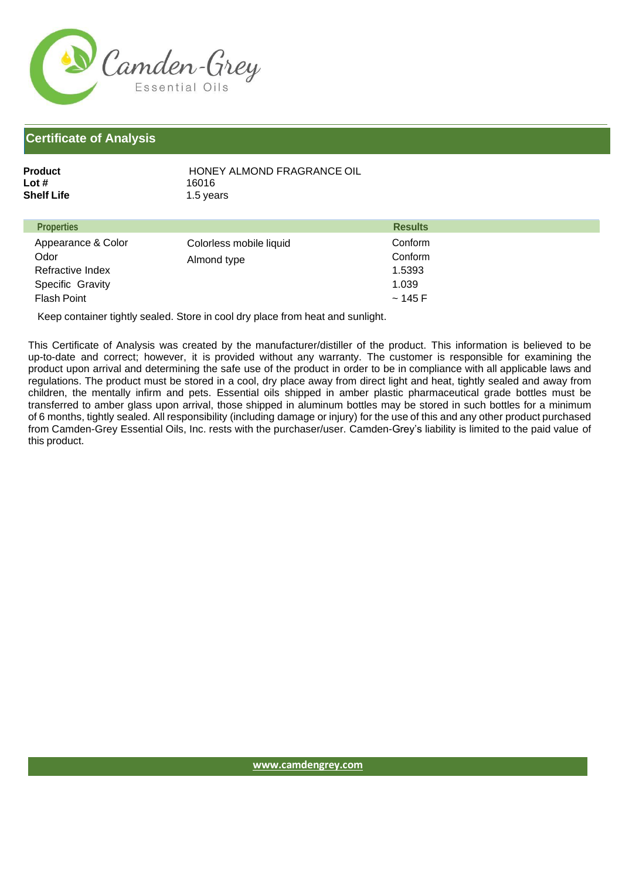Camden-Grey
Essential Oils

## Certificate of Analysis

**Product** HONEY ALMOND FRAGRANCE OIL
**Lot #** 16016
**Shelf Life** 1.5 years

| Properties | | Results |
|---|---|---|
| Appearance & Color | Colorless mobile liquid | Conform |
| Odor | Almond type | Conform |
| Refractive Index | | 1.5393 |
| Specific Gravity | | 1.039 |
| Flash Point | | ~ 145 F |

Keep container tightly sealed. Store in cool dry place from heat and sunlight.

This Certificate of Analysis was created by the manufacturer/distiller of the product. This information is believed to be up-to-date and correct; however, it is provided without any warranty. The customer is responsible for examining the product upon arrival and determining the safe use of the product in order to be in compliance with all applicable laws and regulations. The product must be stored in a cool, dry place away from direct light and heat, tightly sealed and away from children, the mentally infirm and pets. Essential oils shipped in amber plastic pharmaceutical grade bottles must be transferred to amber glass upon arrival, those shipped in aluminum bottles may be stored in such bottles for a minimum of 6 months, tightly sealed. All responsibility (including damage or injury) for the use of this and any other product purchased from Camden-Grey Essential Oils, Inc. rests with the purchaser/user. Camden-Grey's liability is limited to the paid value of this product.

www.camdengrey.com